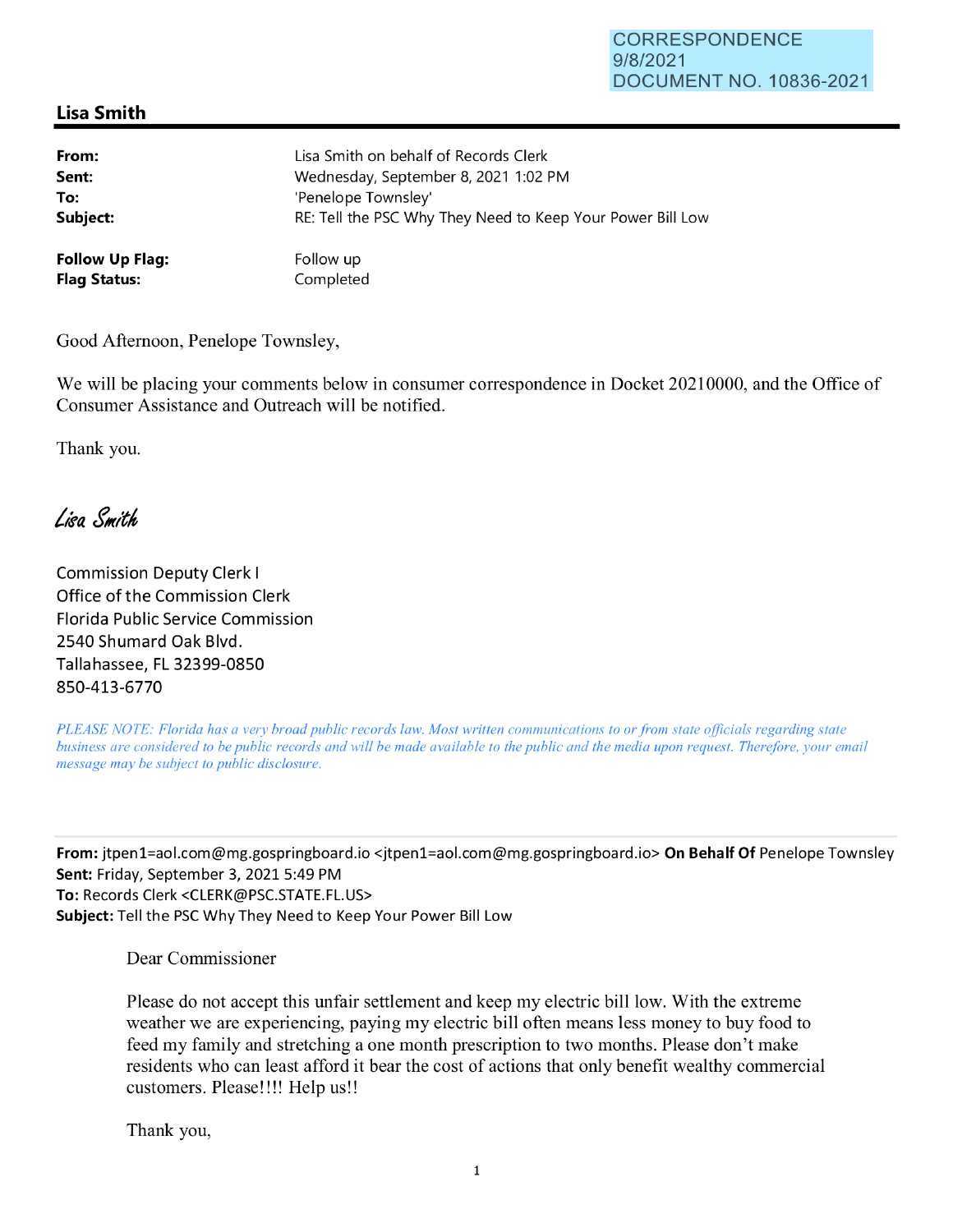CORRESPONDENCE
9/8/2021
DOCUMENT NO. 10836-2021

## Lisa Smith

| | |
|---|---|
| **From:** | Lisa Smith on behalf of Records Clerk |
| **Sent:** | Wednesday, September 8, 2021 1:02 PM |
| **To:** | 'Penelope Townsley' |
| **Subject:** | RE: Tell the PSC Why They Need to Keep Your Power Bill Low |

| | |
|---|---|
| **Follow Up Flag:** | Follow up |
| **Flag Status:** | Completed |

Good Afternoon, Penelope Townsley,

We will be placing your comments below in consumer correspondence in Docket 20210000, and the Office of Consumer Assistance and Outreach will be notified.

Thank you.

*Lisa Smith*

Commission Deputy Clerk I
Office of the Commission Clerk
Florida Public Service Commission
2540 Shumard Oak Blvd.
Tallahassee, FL 32399-0850
850-413-6770

*PLEASE NOTE: Florida has a very broad public records law. Most written communications to or from state officials regarding state business are considered to be public records and will be made available to the public and the media upon request. Therefore, your email message may be subject to public disclosure.*

---

**From:** jtpen1=aol.com@mg.gospringboard.io <jtpen1=aol.com@mg.gospringboard.io> **On Behalf Of** Penelope Townsley
**Sent:** Friday, September 3, 2021 5:49 PM
**To:** Records Clerk <CLERK@PSC.STATE.FL.US>
**Subject:** Tell the PSC Why They Need to Keep Your Power Bill Low

Dear Commissioner

Please do not accept this unfair settlement and keep my electric bill low. With the extreme weather we are experiencing, paying my electric bill often means less money to buy food to feed my family and stretching a one month prescription to two months. Please don't make residents who can least afford it bear the cost of actions that only benefit wealthy commercial customers. Please!!!! Help us!!

Thank you,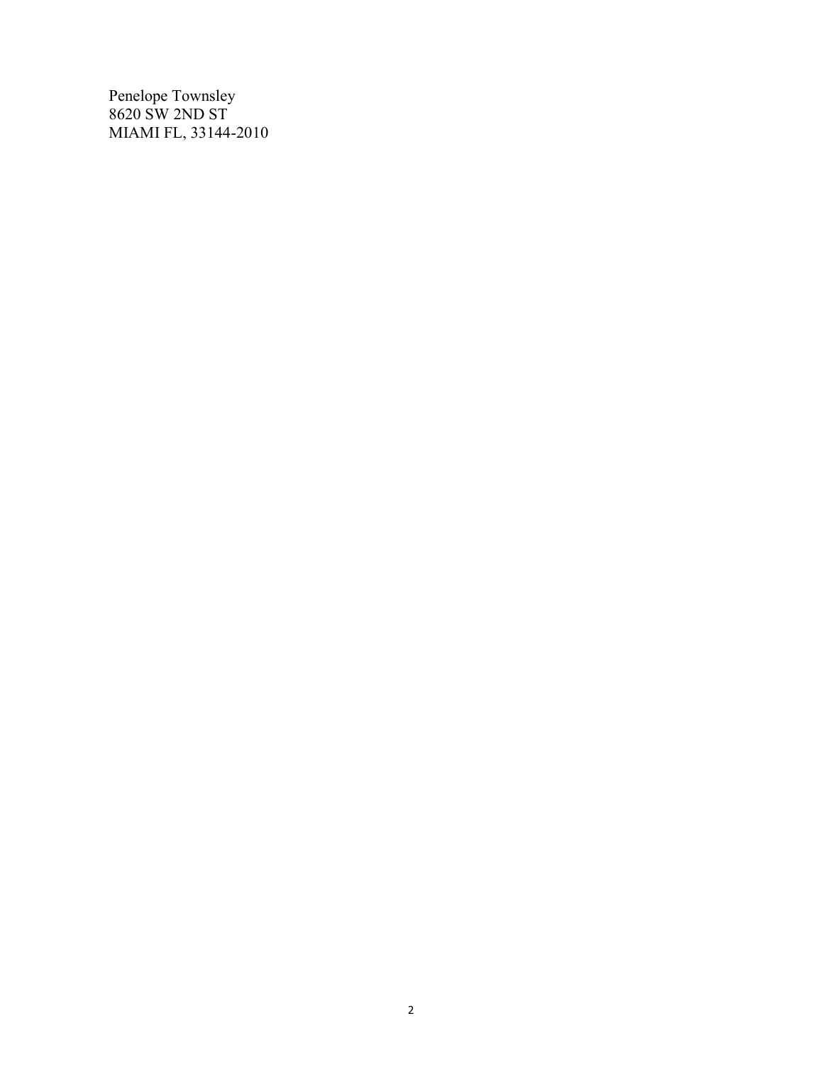Penelope Townsley
8620 SW 2ND ST
MIAMI FL, 33144-2010